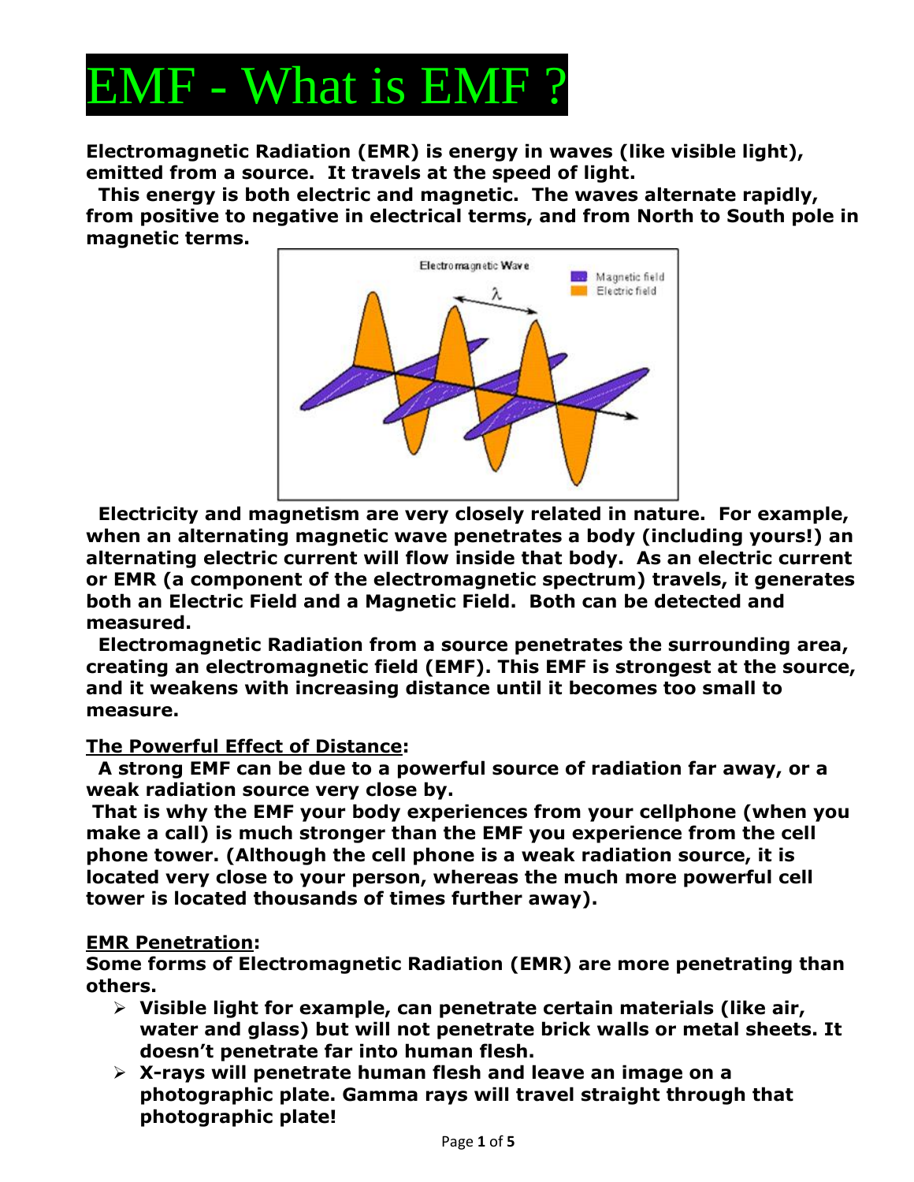# EMF - What is EMF ?

**Electromagnetic Radiation (EMR) is energy in waves (like visible light), emitted from a source. It travels at the speed of light.**

**This energy is both electric and magnetic. The waves alternate rapidly, from positive to negative in electrical terms, and from North to South pole in magnetic terms.**

**Electricity and magnetism are very closely related in nature. For example, when an alternating magnetic wave penetrates a body (including yours!) an alternating electric current will flow inside that body. As an electric current or EMR (a component of the electromagnetic spectrum) travels, it generates both an Electric Field and a Magnetic Field. Both can be detected and measured.**

**Electromagnetic Radiation from a source penetrates the surrounding area, creating an electromagnetic field (EMF). This EMF is strongest at the source, and it weakens with increasing distance until it becomes too small to measure.**

**The Powerful Effect of Distance:**

**A strong EMF can be due to a powerful source of radiation far away, or a weak radiation source very close by.**

**That is why the EMF your body experiences from your cellphone (when you make a call) is much stronger than the EMF you experience from the cell phone tower. (Although the cell phone is a weak radiation source, it is located very close to your person, whereas the much more powerful cell tower is located thousands of times further away).**

**EMR Penetration:**

**Some forms of Electromagnetic Radiation (EMR) are more penetrating than others.**

- **Visible light for example, can penetrate certain materials (like air, water and glass) but will not penetrate brick walls or metal sheets. It doesn't penetrate far into human flesh.**
- **X-rays will penetrate human flesh and leave an image on a photographic plate. Gamma rays will travel straight through that photographic plate!**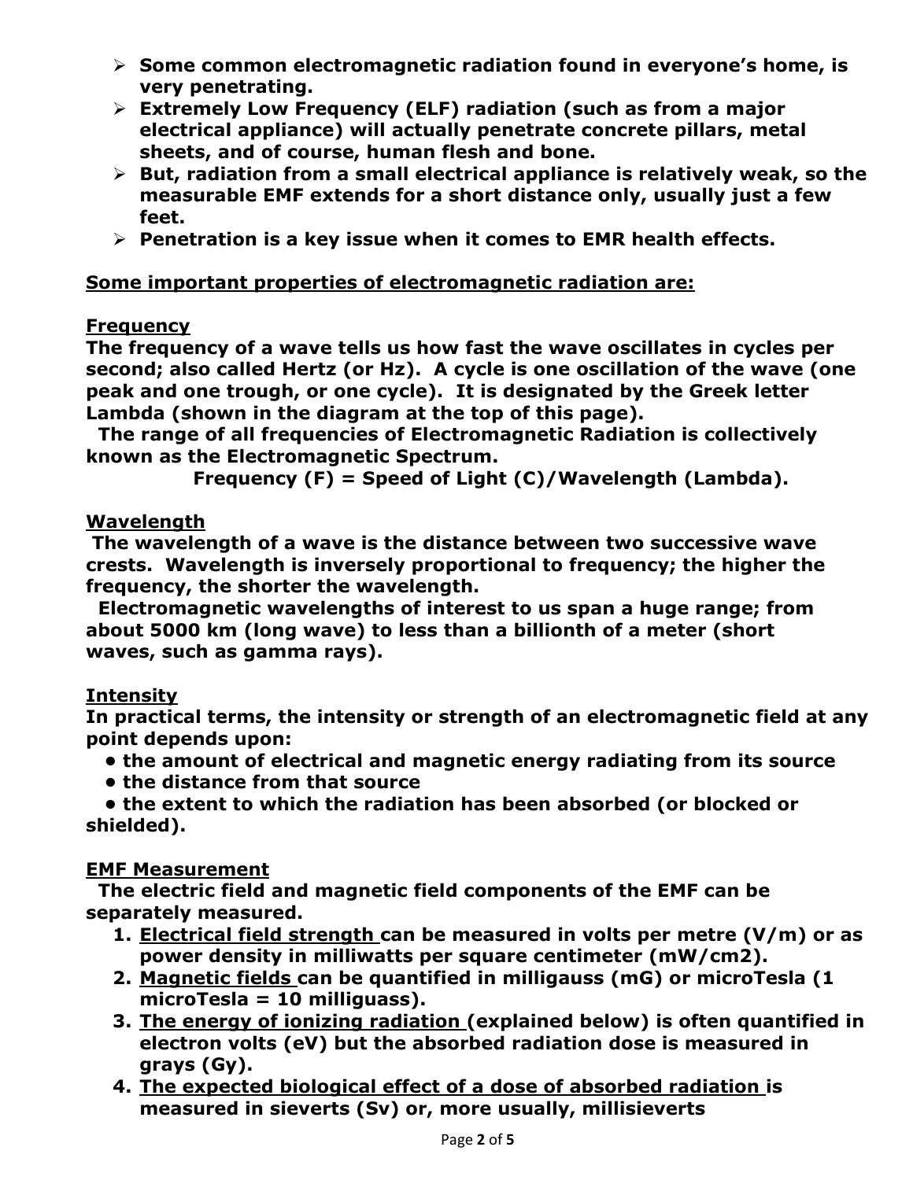- **Some common electromagnetic radiation found in everyone's home, is very penetrating.**
- **Extremely Low Frequency (ELF) radiation (such as from a major electrical appliance) will actually penetrate concrete pillars, metal sheets, and of course, human flesh and bone.**
- **But, radiation from a small electrical appliance is relatively weak, so the measurable EMF extends for a short distance only, usually just a few feet.**
- **Penetration is a key issue when it comes to EMR health effects.**

**<u>Some important properties of electromagnetic radiation are:</u>**

**<u>Frequency</u>**

**The frequency of a wave tells us how fast the wave oscillates in cycles per second; also called Hertz (or Hz). A cycle is one oscillation of the wave (one peak and one trough, or one cycle). It is designated by the Greek letter Lambda (shown in the diagram at the top of this page).**

**The range of all frequencies of Electromagnetic Radiation is collectively known as the Electromagnetic Spectrum.**

**Frequency (F) = Speed of Light (C)/Wavelength (Lambda).**

**<u>Wavelength</u>**

**The wavelength of a wave is the distance between two successive wave crests. Wavelength is inversely proportional to frequency; the higher the frequency, the shorter the wavelength.**

**Electromagnetic wavelengths of interest to us span a huge range; from about 5000 km (long wave) to less than a billionth of a meter (short waves, such as gamma rays).**

**<u>Intensity</u>**

**In practical terms, the intensity or strength of an electromagnetic field at any point depends upon:**

- **the amount of electrical and magnetic energy radiating from its source**
- **the distance from that source**
- **the extent to which the radiation has been absorbed (or blocked or shielded).**

**<u>EMF Measurement</u>**

**The electric field and magnetic field components of the EMF can be separately measured.**

1. **<u>Electrical field strength</u> can be measured in volts per metre (V/m) or as power density in milliwatts per square centimeter (mW/cm2).**
2. **<u>Magnetic fields</u> can be quantified in milligauss (mG) or microTesla (1 microTesla = 10 milliguass).**
3. **<u>The energy of ionizing radiation</u> (explained below) is often quantified in electron volts (eV) but the absorbed radiation dose is measured in grays (Gy).**
4. **<u>The expected biological effect of a dose of absorbed radiation</u> is measured in sieverts (Sv) or, more usually, millisieverts**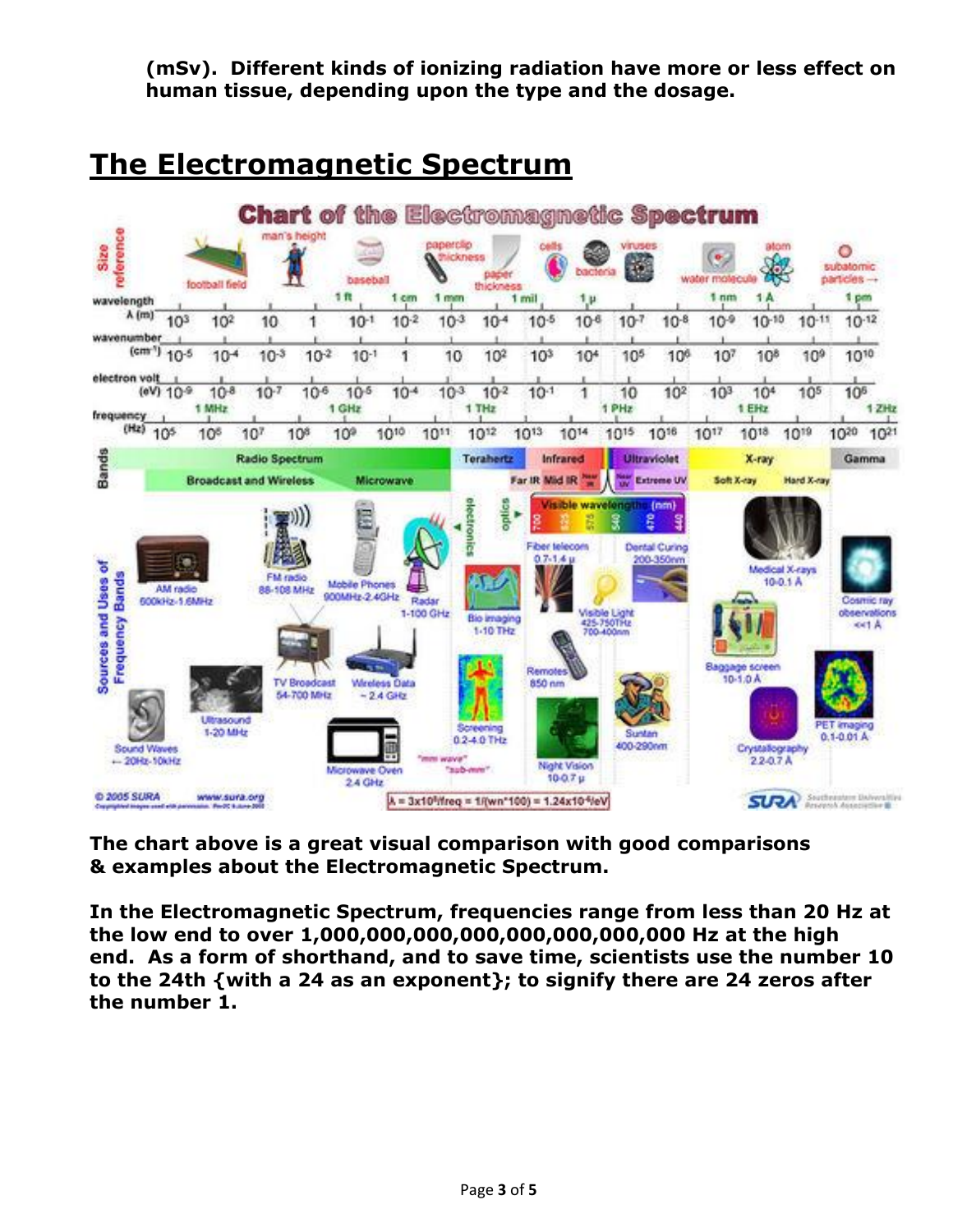**(mSv). Different kinds of ionizing radiation have more or less effect on human tissue, depending upon the type and the dosage.**

## The Electromagnetic Spectrum

**The chart above is a great visual comparison with good comparisons & examples about the Electromagnetic Spectrum.**

**In the Electromagnetic Spectrum, frequencies range from less than 20 Hz at the low end to over 1,000,000,000,000,000,000,000,000 Hz at the high end. As a form of shorthand, and to save time, scientists use the number 10 to the 24th {with a 24 as an exponent}; to signify there are 24 zeros after the number 1.**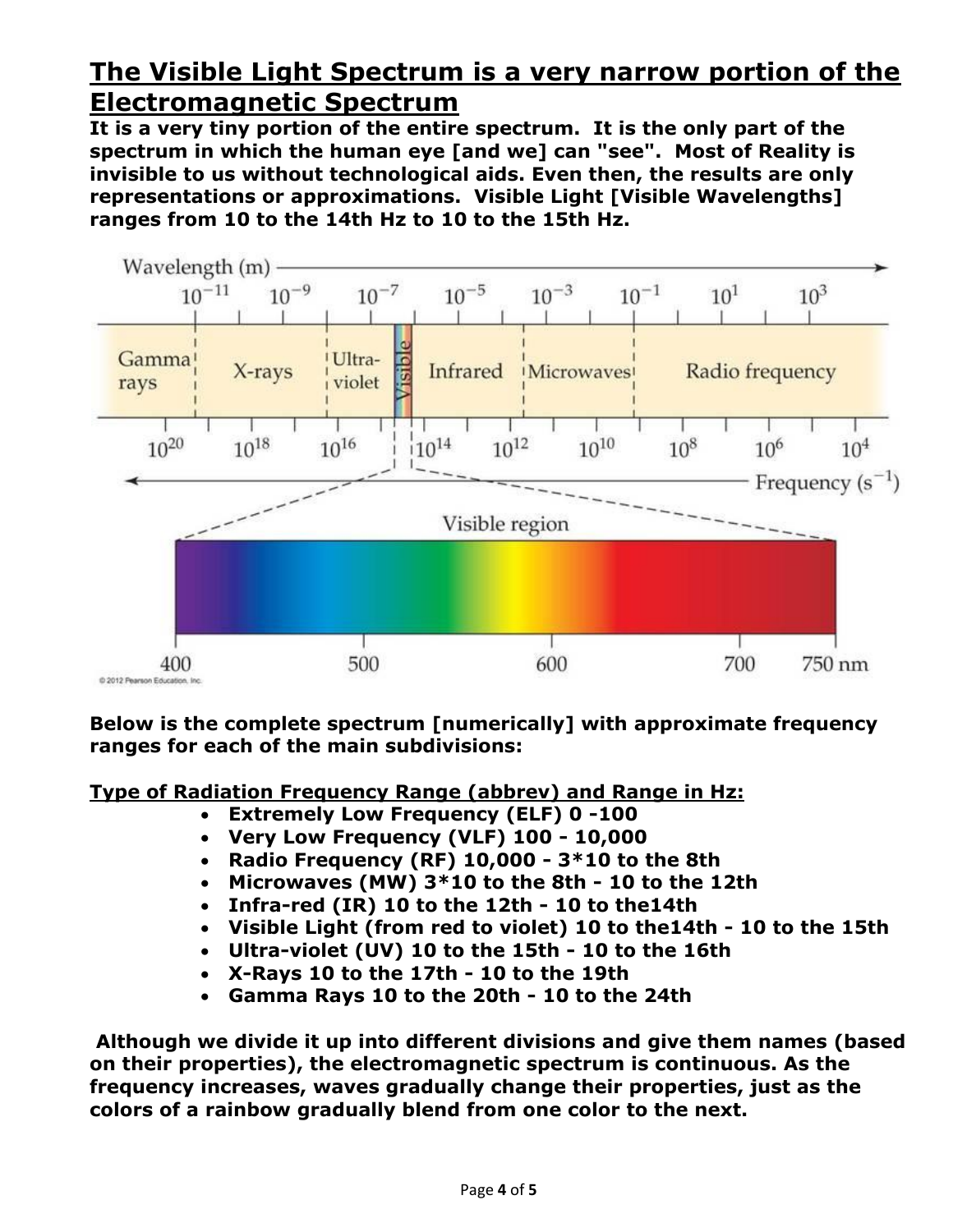## **The Visible Light Spectrum is a very narrow portion of the Electromagnetic Spectrum**

**It is a very tiny portion of the entire spectrum. It is the only part of the spectrum in which the human eye [and we] can "see". Most of Reality is invisible to us without technological aids. Even then, the results are only representations or approximations. Visible Light [Visible Wavelengths] ranges from 10 to the 14th Hz to 10 to the 15th Hz.**

**Below is the complete spectrum [numerically] with approximate frequency ranges for each of the main subdivisions:**

**Type of Radiation Frequency Range (abbrev) and Range in Hz:**

- **Extremely Low Frequency (ELF) 0 -100**
- **Very Low Frequency (VLF) 100 - 10,000**
- **Radio Frequency (RF) 10,000 - 3*10 to the 8th**
- **Microwaves (MW) 3*10 to the 8th - 10 to the 12th**
- **Infra-red (IR) 10 to the 12th - 10 to the14th**
- **Visible Light (from red to violet) 10 to the14th - 10 to the 15th**
- **Ultra-violet (UV) 10 to the 15th - 10 to the 16th**
- **X-Rays 10 to the 17th - 10 to the 19th**
- **Gamma Rays 10 to the 20th - 10 to the 24th**

**Although we divide it up into different divisions and give them names (based on their properties), the electromagnetic spectrum is continuous. As the frequency increases, waves gradually change their properties, just as the colors of a rainbow gradually blend from one color to the next.**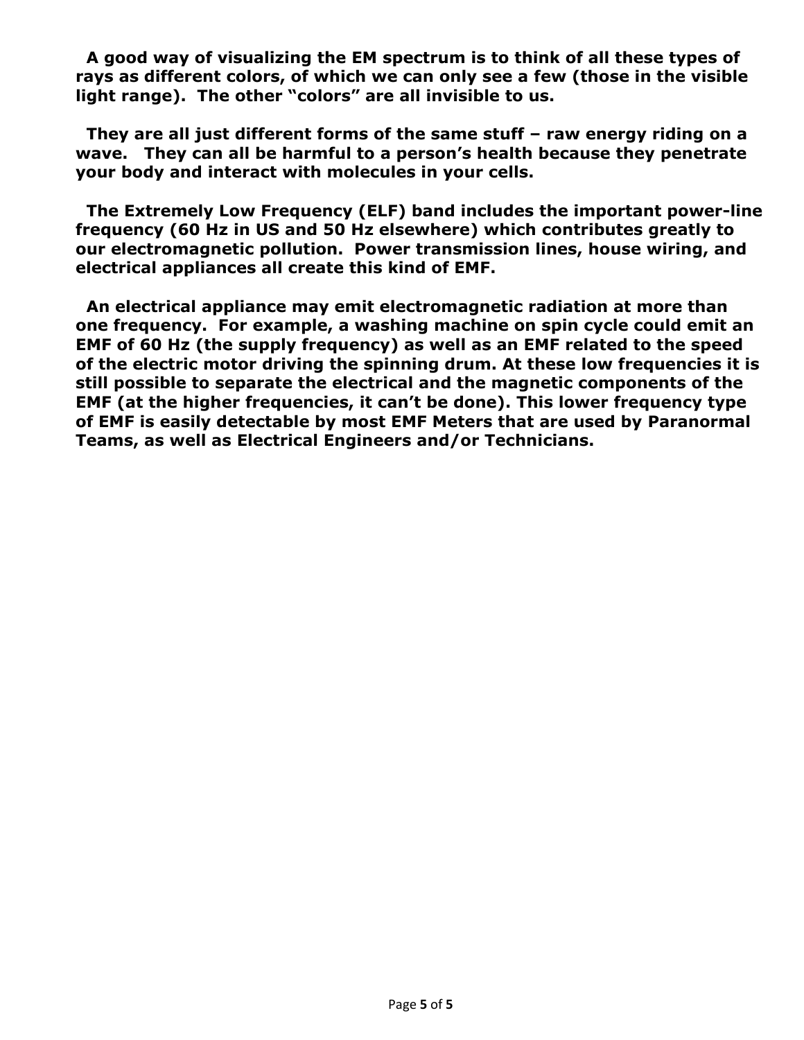**A good way of visualizing the EM spectrum is to think of all these types of rays as different colors, of which we can only see a few (those in the visible light range). The other "colors" are all invisible to us.**

**They are all just different forms of the same stuff – raw energy riding on a wave. They can all be harmful to a person's health because they penetrate your body and interact with molecules in your cells.**

**The Extremely Low Frequency (ELF) band includes the important power-line frequency (60 Hz in US and 50 Hz elsewhere) which contributes greatly to our electromagnetic pollution. Power transmission lines, house wiring, and electrical appliances all create this kind of EMF.**

**An electrical appliance may emit electromagnetic radiation at more than one frequency. For example, a washing machine on spin cycle could emit an EMF of 60 Hz (the supply frequency) as well as an EMF related to the speed of the electric motor driving the spinning drum. At these low frequencies it is still possible to separate the electrical and the magnetic components of the EMF (at the higher frequencies, it can't be done). This lower frequency type of EMF is easily detectable by most EMF Meters that are used by Paranormal Teams, as well as Electrical Engineers and/or Technicians.**